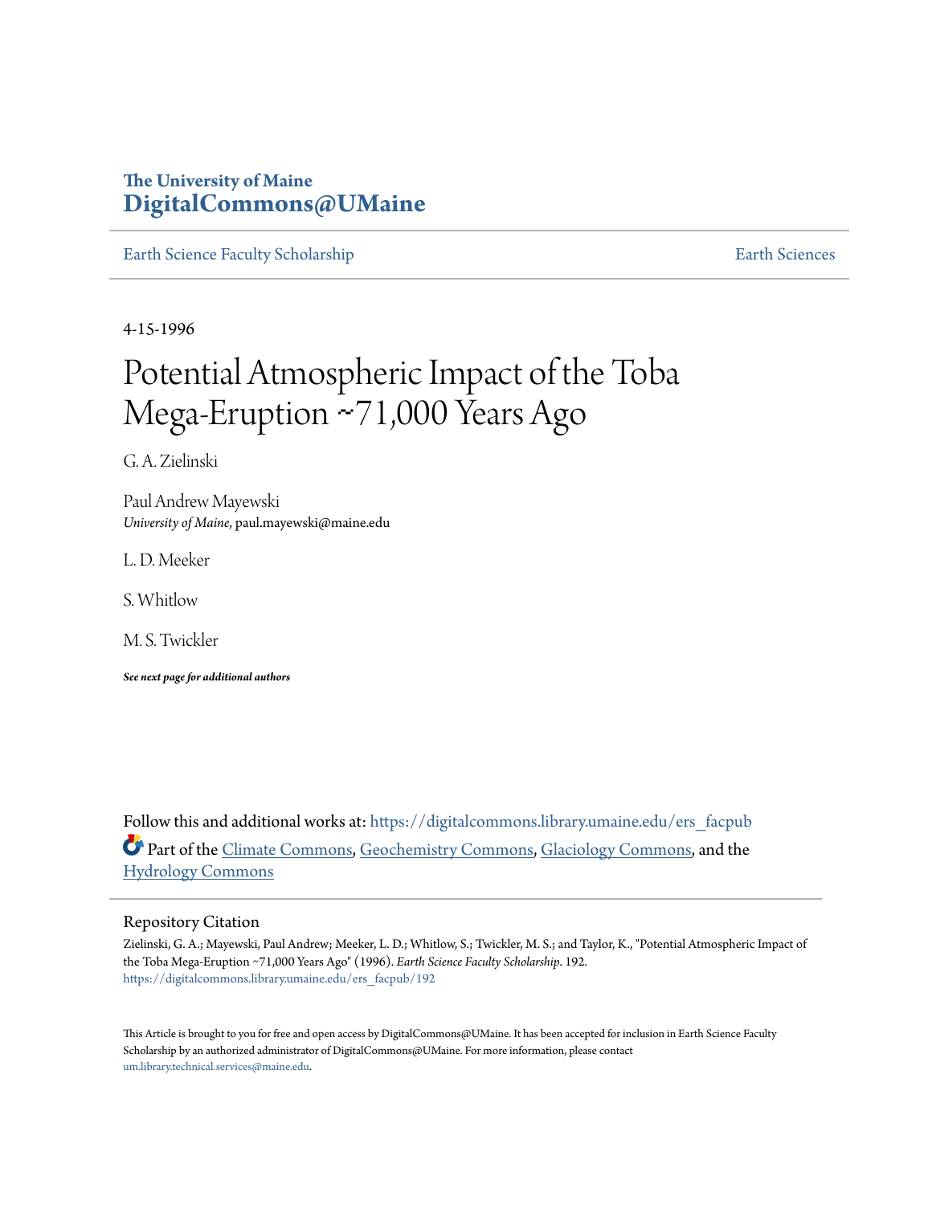The University of Maine
**DigitalCommons@UMaine**

Earth Science Faculty Scholarship | Earth Sciences

4-15-1996

# Potential Atmospheric Impact of the Toba Mega-Eruption ~71,000 Years Ago

G. A. Zielinski

Paul Andrew Mayewski
*University of Maine*, paul.mayewski@maine.edu

L. D. Meeker

S. Whitlow

M. S. Twickler

***See next page for additional authors***

Follow this and additional works at: https://digitalcommons.library.umaine.edu/ers_facpub

Part of the Climate Commons, Geochemistry Commons, Glaciology Commons, and the Hydrology Commons

## Repository Citation

Zielinski, G. A.; Mayewski, Paul Andrew; Meeker, L. D.; Whitlow, S.; Twickler, M. S.; and Taylor, K., "Potential Atmospheric Impact of the Toba Mega-Eruption ~71,000 Years Ago" (1996). *Earth Science Faculty Scholarship*. 192.
https://digitalcommons.library.umaine.edu/ers_facpub/192

This Article is brought to you for free and open access by DigitalCommons@UMaine. It has been accepted for inclusion in Earth Science Faculty Scholarship by an authorized administrator of DigitalCommons@UMaine. For more information, please contact um.library.technical.services@maine.edu.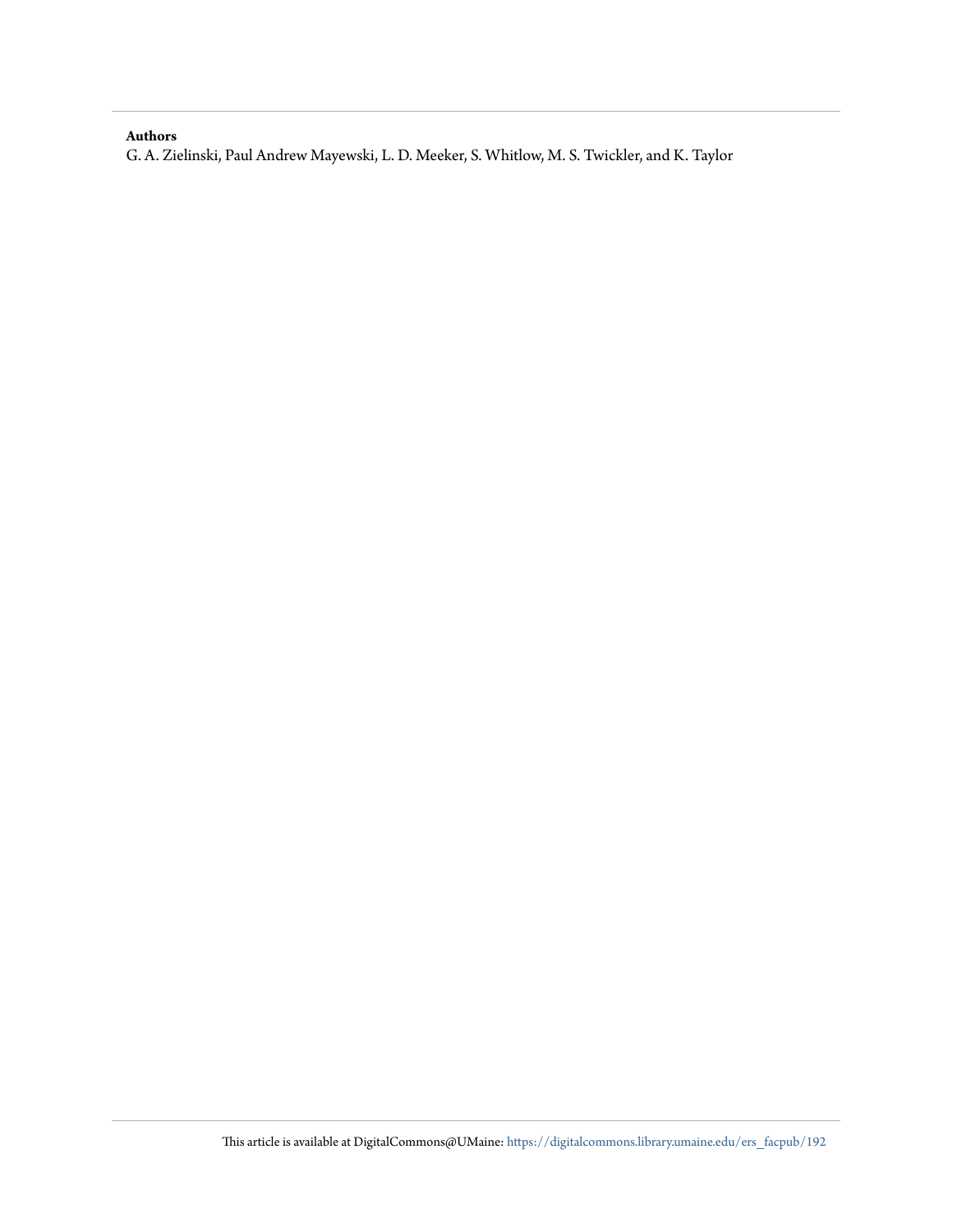**Authors**

G. A. Zielinski, Paul Andrew Mayewski, L. D. Meeker, S. Whitlow, M. S. Twickler, and K. Taylor

This article is available at DigitalCommons@UMaine: https://digitalcommons.library.umaine.edu/ers_facpub/192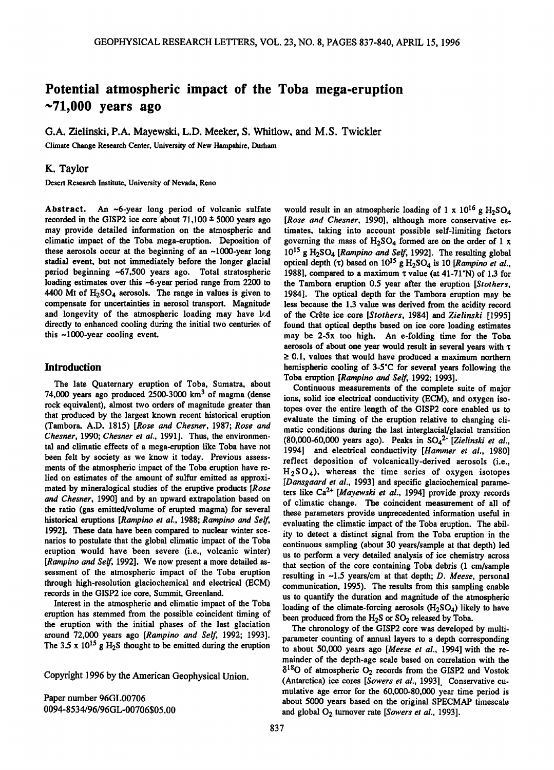# Potential atmospheric impact of the Toba mega-eruption ~71,000 years ago

G.A. Zielinski, P.A. Mayewski, L.D. Meeker, S. Whitlow, and M.S. Twickler

Climate Change Research Center, University of New Hampshire, Durham

K. Taylor

Desert Research Institute, University of Nevada, Reno

**Abstract.** An ~6-year long period of volcanic sulfate recorded in the GISP2 ice core about 71,100 ± 5000 years ago may provide detailed information on the atmospheric and climatic impact of the Toba mega-eruption. Deposition of these aerosols occur at the beginning of an ~1000-year long stadial event, but not immediately before the longer glacial period beginning ~67,500 years ago. Total stratospheric loading estimates over this ~6-year period range from 2200 to 4400 Mt of $H_2SO_4$ aerosols. The range in values is given to compensate for uncertainties in aerosol transport. Magnitude and longevity of the atmospheric loading may have led directly to enhanced cooling during the initial two centuries of this ~1000-year cooling event.

## Introduction

The late Quaternary eruption of Toba, Sumatra, about 74,000 years ago produced 2500-3000 km$^3$ of magma (dense rock equivalent), almost two orders of magnitude greater than that produced by the largest known recent historical eruption (Tambora, A.D. 1815) [*Rose and Chesner*, 1987; *Rose and Chesner*, 1990; *Chesner et al.*, 1991]. Thus, the environmental and climatic effects of a mega-eruption like Toba have not been felt by society as we know it today. Previous assessments of the atmospheric impact of the Toba eruption have relied on estimates of the amount of sulfur emitted as approximated by mineralogical studies of the eruptive products [*Rose and Chesner*, 1990] and by an upward extrapolation based on the ratio (gas emitted/volume of erupted magma) for several historical eruptions [*Rampino et al.*, 1988; *Rampino and Self*, 1992]. These data have been compared to nuclear winter scenarios to postulate that the global climatic impact of the Toba eruption would have been severe (i.e., volcanic winter) [*Rampino and Self*, 1992]. We now present a more detailed assessment of the atmospheric impact of the Toba eruption through high-resolution glaciochemical and electrical (ECM) records in the GISP2 ice core, Summit, Greenland.

Interest in the atmospheric and climatic impact of the Toba eruption has stemmed from the possible coincident timing of the eruption with the initial phases of the last glaciation around 72,000 years ago [*Rampino and Self*, 1992; 1993]. The $3.5 \times 10^{15}$ g $H_2S$ thought to be emitted during the eruption would result in an atmospheric loading of $1 \times 10^{16}$ g $H_2SO_4$ [*Rose and Chesner*, 1990], although more conservative estimates, taking into account possible self-limiting factors governing the mass of $H_2SO_4$ formed are on the order of $1 \times 10^{15}$ g $H_2SO_4$ [*Rampino and Self*, 1992]. The resulting global optical depth ($\tau$) based on $10^{15}$ g $H_2SO_4$ is 10 [*Rampino et al.*, 1988], compared to a maximum $\tau$ value (at 41-71°N) of 1.3 for the Tambora eruption 0.5 year after the eruption [*Stothers*, 1984]. The optical depth for the Tambora eruption may be less because the 1.3 value was derived from the acidity record of the Crête ice core [*Stothers*, 1984] and *Zielinski* [1995] found that optical depths based on ice core loading estimates may be 2-5x too high. An e-folding time for the Toba aerosols of about one year would result in several years with $\tau \geq 0.1$, values that would have produced a maximum northern hemispheric cooling of 3-5°C for several years following the Toba eruption [*Rampino and Self*, 1992; 1993].

Continuous measurements of the complete suite of major ions, solid ice electrical conductivity (ECM), and oxygen isotopes over the entire length of the GISP2 core enabled us to evaluate the timing of the eruption relative to changing climatic conditions during the last interglacial/glacial transition (80,000-60,000 years ago). Peaks in $SO_4^{2-}$ [*Zielinski et al.*, 1994] and electrical conductivity [*Hammer et al.*, 1980] reflect deposition of volcanically-derived aerosols (i.e., $H_2SO_4$), whereas the time series of oxygen isotopes [*Dansgaard et al.*, 1993] and specific glaciochemical parameters like $Ca^{2+}$ [*Mayewski et al.*, 1994] provide proxy records of climatic change. The coincident measurement of all of these parameters provide unprecedented information useful in evaluating the climatic impact of the Toba eruption. The ability to detect a distinct signal from the Toba eruption in the continuous sampling (about 30 years/sample at that depth) led us to perform a very detailed analysis of ice chemistry across that section of the core containing Toba debris (1 cm/sample resulting in ~1.5 years/cm at that depth; *D. Meese*, personal communication, 1995). The results from this sampling enable us to quantify the duration and magnitude of the atmospheric loading of the climate-forcing aerosols ($H_2SO_4$) likely to have been produced from the $H_2S$ or $SO_2$ released by Toba.

The chronology of the GISP2 core was developed by multi-parameter counting of annual layers to a depth corresponding to about 50,000 years ago [*Meese et al.*, 1994] with the remainder of the depth-age scale based on correlation with the $\delta^{18}O$ of atmospheric $O_2$ records from the GISP2 and Vostok (Antarctica) ice cores [*Sowers et al.*, 1993]. Conservative cumulative age error for the 60,000-80,000 year time period is about 5000 years based on the original SPECMAP timescale and global $O_2$ turnover rate [*Sowers et al.*, 1993].

Copyright 1996 by the American Geophysical Union.

Paper number 96GL00706
0094-8534/96/96GL-00706$05.00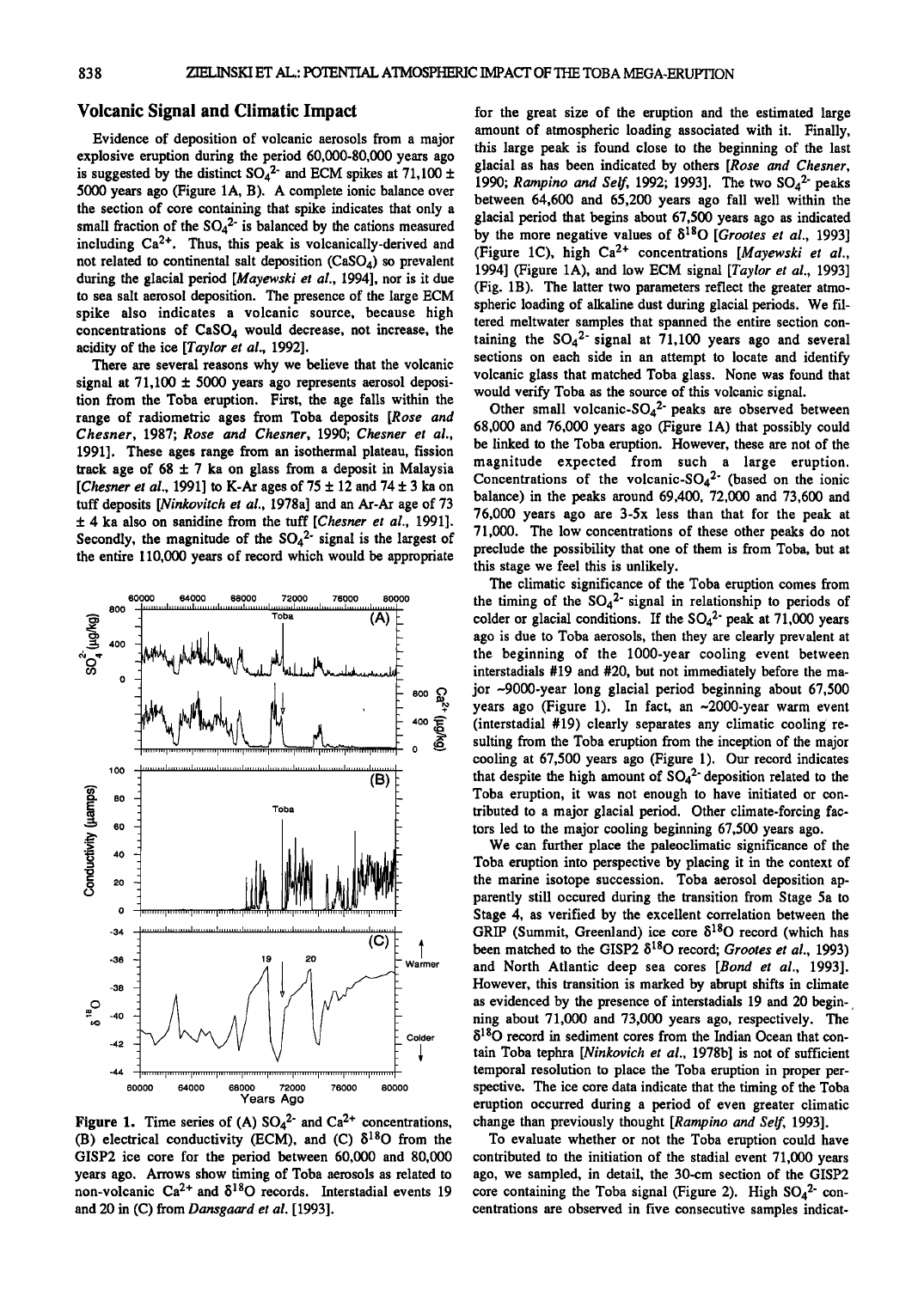## Volcanic Signal and Climatic Impact

Evidence of deposition of volcanic aerosols from a major explosive eruption during the period 60,000-80,000 years ago is suggested by the distinct $SO_4^{2-}$ and ECM spikes at 71,100 ± 5000 years ago (Figure 1A, B). A complete ionic balance over the section of core containing that spike indicates that only a small fraction of the $SO_4^{2-}$ is balanced by the cations measured including $Ca^{2+}$. Thus, this peak is volcanically-derived and not related to continental salt deposition ($CaSO_4$) so prevalent during the glacial period [*Mayewski et al.*, 1994], nor is it due to sea salt aerosol deposition. The presence of the large ECM spike also indicates a volcanic source, because high concentrations of $CaSO_4$ would decrease, not increase, the acidity of the ice [*Taylor et al.*, 1992].

There are several reasons why we believe that the volcanic signal at 71,100 ± 5000 years ago represents aerosol deposition from the Toba eruption. First, the age falls within the range of radiometric ages from Toba deposits [*Rose and Chesner*, 1987; *Rose and Chesner*, 1990; *Chesner et al.*, 1991]. These ages range from an isothermal plateau, fission track age of 68 ± 7 ka on glass from a deposit in Malaysia [*Chesner et al.*, 1991] to K-Ar ages of 75 ± 12 and 74 ± 3 ka on tuff deposits [*Ninkovitch et al.*, 1978a] and an Ar-Ar age of 73 ± 4 ka also on sanidine from the tuff [*Chesner et al.*, 1991]. Secondly, the magnitude of the $SO_4^{2-}$ signal is the largest of the entire 110,000 years of record which would be appropriate for the great size of the eruption and the estimated large amount of atmospheric loading associated with it. Finally, this large peak is found close to the beginning of the last glacial as has been indicated by others [*Rose and Chesner*, 1990; *Rampino and Self*, 1992; 1993]. The two $SO_4^{2-}$ peaks between 64,600 and 65,200 years ago fall well within the glacial period that begins about 67,500 years ago as indicated by the more negative values of $\delta^{18}O$ [*Grootes et al.*, 1993] (Figure 1C), high $Ca^{2+}$ concentrations [*Mayewski et al.*, 1994] (Figure 1A), and low ECM signal [*Taylor et al.*, 1993] (Fig. 1B). The latter two parameters reflect the greater atmospheric loading of alkaline dust during glacial periods. We filtered meltwater samples that spanned the entire section containing the $SO_4^{2-}$ signal at 71,100 years ago and several sections on each side in an attempt to locate and identify volcanic glass that matched Toba glass. None was found that would verify Toba as the source of this volcanic signal.

Other small volcanic-$SO_4^{2-}$ peaks are observed between 68,000 and 76,000 years ago (Figure 1A) that possibly could be linked to the Toba eruption. However, these are not of the magnitude expected from such a large eruption. Concentrations of the volcanic-$SO_4^{2-}$ (based on the ionic balance) in the peaks around 69,400, 72,000 and 73,600 and 76,000 years ago are 3-5x less than that for the peak at 71,000. The low concentrations of these other peaks do not preclude the possibility that one of them is from Toba, but at this stage we feel this is unlikely.

The climatic significance of the Toba eruption comes from the timing of the $SO_4^{2-}$ signal in relationship to periods of colder or glacial conditions. If the $SO_4^{2-}$ peak at 71,000 years ago is due to Toba aerosols, then they are clearly prevalent at the beginning of the 1000-year cooling event between interstadials #19 and #20, but not immediately before the major ~9000-year long glacial period beginning about 67,500 years ago (Figure 1). In fact, an ~2000-year warm event (interstadial #19) clearly separates any climatic cooling resulting from the Toba eruption from the inception of the major cooling at 67,500 years ago (Figure 1). Our record indicates that despite the high amount of $SO_4^{2-}$ deposition related to the Toba eruption, it was not enough to have initiated or contributed to a major glacial period. Other climate-forcing factors led to the major cooling beginning 67,500 years ago.

We can further place the paleoclimatic significance of the Toba eruption into perspective by placing it in the context of the marine isotope succession. Toba aerosol deposition apparently still occured during the transition from Stage 5a to Stage 4, as verified by the excellent correlation between the GRIP (Summit, Greenland) ice core $\delta^{18}O$ record (which has been matched to the GISP2 $\delta^{18}O$ record; *Grootes et al.*, 1993) and North Atlantic deep sea cores [*Bond et al.*, 1993]. However, this transition is marked by abrupt shifts in climate as evidenced by the presence of interstadials 19 and 20 beginning about 71,000 and 73,000 years ago, respectively. The $\delta^{18}O$ record in sediment cores from the Indian Ocean that contain Toba tephra [*Ninkovich et al.*, 1978b] is not of sufficient temporal resolution to place the Toba eruption in proper perspective. The ice core data indicate that the timing of the Toba eruption occurred during a period of even greater climatic change than previously thought [*Rampino and Self*, 1993].

To evaluate whether or not the Toba eruption could have contributed to the initiation of the stadial event 71,000 years ago, we sampled, in detail, the 30-cm section of the GISP2 core containing the Toba signal (Figure 2). High $SO_4^{2-}$ concentrations are observed in five consecutive samples indicat-

**Figure 1.** Time series of (A) $SO_4^{2-}$ and $Ca^{2+}$ concentrations, (B) electrical conductivity (ECM), and (C) $\delta^{18}O$ from the GISP2 ice core for the period between 60,000 and 80,000 years ago. Arrows show timing of Toba aerosols as related to non-volcanic $Ca^{2+}$ and $\delta^{18}O$ records. Interstadial events 19 and 20 in (C) from *Dansgaard et al.* [1993].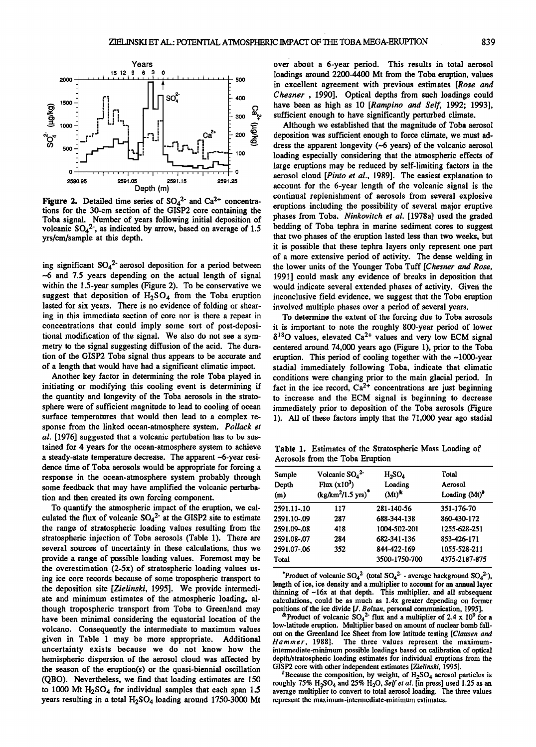**Figure 2.** Detailed time series of $SO_4^{2-}$ and $Ca^{2+}$ concentrations for the 30-cm section of the GISP2 core containing the Toba signal. Number of years following initial deposition of volcanic $SO_4^{2-}$, as indicated by arrow, based on average of 1.5 yrs/cm/sample at this depth.

ing significant $SO_4^{2-}$ aerosol deposition for a period between ~6 and 7.5 years depending on the actual length of signal within the 1.5-year samples (Figure 2). To be conservative we suggest that deposition of $H_2SO_4$ from the Toba eruption lasted for six years. There is no evidence of folding or shearing in this immediate section of core nor is there a repeat in concentrations that could imply some sort of post-depositional modification of the signal. We also do not see a symmetry to the signal suggesting diffusion of the acid. The duration of the GISP2 Toba signal thus appears to be accurate and of a length that would have had a significant climatic impact.

Another key factor in determining the role Toba played in initiating or modifying this cooling event is determining if the quantity and longevity of the Toba aerosols in the stratosphere were of sufficient magnitude to lead to cooling of ocean surface temperatures that would then lead to a complex response from the linked ocean-atmosphere system. *Pollack et al.* [1976] suggested that a volcanic pertubation has to be sustained for 4 years for the ocean-atmosphere system to achieve a steady-state temperature decrease. The apparent ~6-year residence time of Toba aerosols would be appropriate for forcing a response in the ocean-atmosphere system probably through some feedback that may have amplified the volcanic perturbation and then created its own forcing component.

To quantify the atmospheric impact of the eruption, we calculated the flux of volcanic $SO_4^{2-}$ at the GISP2 site to estimate the range of stratospheric loading values resulting from the stratospheric injection of Toba aerosols (Table 1). There are several sources of uncertainty in these calculations, thus we provide a range of possible loading values. Foremost may be the overestimation (2-5x) of stratospheric loading values using ice core records because of some tropospheric transport to the deposition site [*Zielinski*, 1995]. We provide intermediate and minimum estimates of the atmospheric loading, although tropospheric transport from Toba to Greenland may have been minimal considering the equatorial location of the volcano. Consequently the intermediate to maximum values given in Table 1 may be more appropriate. Additional uncertainty exists because we do not know how the hemispheric dispersion of the aerosol cloud was affected by the season of the eruption(s) or the quasi-biennial oscillation (QBO). Nevertheless, we find that loading estimates are 150 to 1000 Mt $H_2SO_4$ for individual samples that each span 1.5 years resulting in a total $H_2SO_4$ loading around 1750-3000 Mt over about a 6-year period. This results in total aerosol loadings around 2200-4400 Mt from the Toba eruption, values in excellent agreement with previous estimates [*Rose and Chesner*, 1990]. Optical depths from such loadings could have been as high as 10 [*Rampino and Self*, 1992; 1993], sufficient enough to have significantly perturbed climate.

Although we established that the magnitude of Toba aerosol deposition was sufficient enough to force climate, we must address the apparent longevity (~6 years) of the volcanic aerosol loading especially considering that the atmospheric effects of large eruptions may be reduced by self-limiting factors in the aerosol cloud [*Pinto et al.*, 1989]. The easiest explanation to account for the 6-year length of the volcanic signal is the continual replenishment of aerosols from several explosive eruptions including the possibility of several major eruptive phases from Toba. *Ninkovitch et al.* [1978a] used the graded bedding of Toba tephra in marine sediment cores to suggest that two phases of the eruption lasted less than two weeks, but it is possible that these tephra layers only represent one part of a more extensive period of activity. The dense welding in the lower units of the Younger Toba Tuff [*Chesner and Rose*, 1991] could mask any evidence of breaks in deposition that would indicate several extended phases of activity. Given the inconclusive field evidence, we suggest that the Toba eruption involved multiple phases over a period of several years.

To determine the extent of the forcing due to Toba aerosols it is important to note the roughly 800-year period of lower $\delta^{18}O$ values, elevated $Ca^{2+}$ values and very low ECM signal centered around 74,000 years ago (Figure 1), prior to the Toba eruption. This period of cooling together with the ~1000-year stadial immediately following Toba, indicate that climatic conditions were changing prior to the main glacial period. In fact in the ice record, $Ca^{2+}$ concentrations are just beginning to increase and the ECM signal is beginning to decrease immediately prior to deposition of the Toba aerosols (Figure 1). All of these factors imply that the 71,000 year ago stadial

**Table 1.** Estimates of the Stratospheric Mass Loading of Aerosols from the Toba Eruption

| Sample Depth (m) | Volcanic $SO_4^{2-}$ Flux ($x10^3$) (kg/km²/1.5 yrs)* | $H_2SO_4$ Loading (Mt)& | Total Aerosol Loading (Mt)# |
|---|---|---|---|
| 2591.11-.10 | 117 | 281-140-56 | 351-176-70 |
| 2591.10-.09 | 287 | 688-344-138 | 860-430-172 |
| 2591.09-.08 | 418 | 1004-502-201 | 1255-628-251 |
| 2591.08-.07 | 284 | 682-341-136 | 853-426-171 |
| 2591.07-.06 | 352 | 844-422-169 | 1055-528-211 |
| Total | | 3500-1750-700 | 4375-2187-875 |

*Product of volcanic $SO_4^{2-}$ (total $SO_4^{2-}$ - average background $SO_4^{2-}$), length of ice, ice density and a multiplier to account for an annual layer thinning of ~16x at that depth. This multiplier, and all subsequent calculations, could be as much as 1.4x greater depending on former positions of the ice divide [*J. Bolzan*, personal communication, 1995].

&Product of volcanic $SO_4^{2-}$ flux and a multiplier of $2.4 \times 10^9$ for a low-latitude eruption. Multiplier based on amount of nuclear bomb fallout on the Greenland Ice Sheet from low latitude testing [*Clausen and Hammer*, 1988]. The three values represent the maximum-intermediate-minimum possible loadings based on calibration of optical depth/stratospheric loading estimates for individual eruptions from the GISP2 core with other independent estimates [*Zielinski*, 1995].

#Because the composition, by weight, of $H_2SO_4$ aerosol particles is roughly 75% $H_2SO_4$ and 25% $H_2O$, *Self et al.* [in press] used 1.25 as an average multiplier to convert to total aerosol loading. The three values represent the maximum-intermediate-minimum estimates.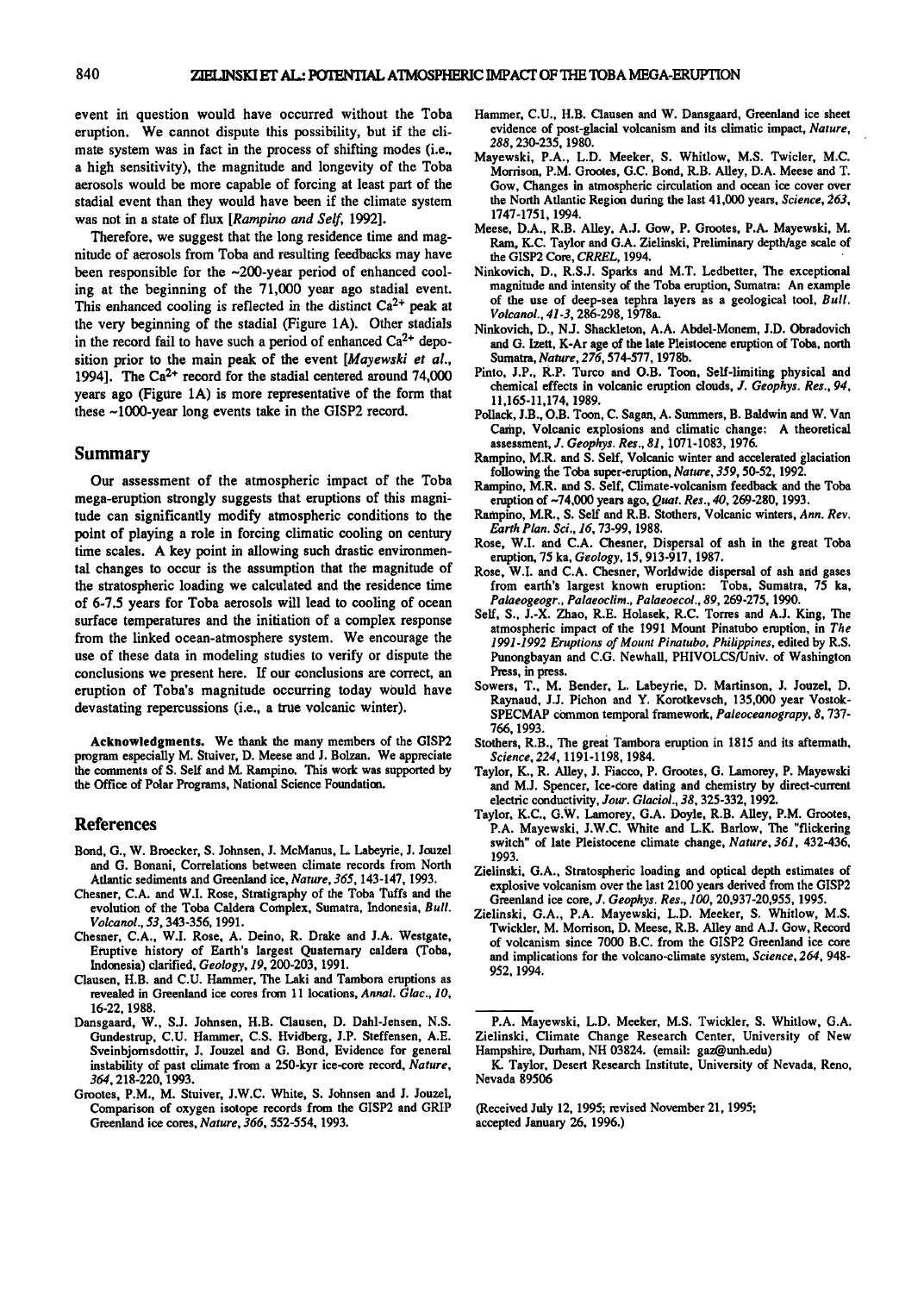event in question would have occurred without the Toba eruption. We cannot dispute this possibility, but if the climate system was in fact in the process of shifting modes (i.e., a high sensitivity), the magnitude and longevity of the Toba aerosols would be more capable of forcing at least part of the stadial event than they would have been if the climate system was not in a state of flux [*Rampino and Self*, 1992].

Therefore, we suggest that the long residence time and magnitude of aerosols from Toba and resulting feedbacks may have been responsible for the ~200-year period of enhanced cooling at the beginning of the 71,000 year ago stadial event. This enhanced cooling is reflected in the distinct $Ca^{2+}$ peak at the very beginning of the stadial (Figure 1A). Other stadials in the record fail to have such a period of enhanced $Ca^{2+}$ deposition prior to the main peak of the event [*Mayewski et al.*, 1994]. The $Ca^{2+}$ record for the stadial centered around 74,000 years ago (Figure 1A) is more representative of the form that these ~1000-year long events take in the GISP2 record.

## Summary

Our assessment of the atmospheric impact of the Toba mega-eruption strongly suggests that eruptions of this magnitude can significantly modify atmospheric conditions to the point of playing a role in forcing climatic cooling on century time scales. A key point in allowing such drastic environmental changes to occur is the assumption that the magnitude of the stratospheric loading we calculated and the residence time of 6-7.5 years for Toba aerosols will lead to cooling of ocean surface temperatures and the initiation of a complex response from the linked ocean-atmosphere system. We encourage the use of these data in modeling studies to verify or dispute the conclusions we present here. If our conclusions are correct, an eruption of Toba's magnitude occurring today would have devastating repercussions (i.e., a true volcanic winter).

**Acknowledgments.** We thank the many members of the GISP2 program especially M. Stuiver, D. Meese and J. Bolzan. We appreciate the comments of S. Self and M. Rampino. This work was supported by the Office of Polar Programs, National Science Foundation.

## References

Bond, G., W. Broecker, S. Johnsen, J. McManus, L. Labeyrie, J. Jouzel and G. Bonani, Correlations between climate records from North Atlantic sediments and Greenland ice, *Nature*, *365*, 143-147, 1993.

Chesner, C.A. and W.I. Rose, Stratigraphy of the Toba Tuffs and the evolution of the Toba Caldera Complex, Sumatra, Indonesia, *Bull. Volcanol.*, *53*, 343-356, 1991.

Chesner, C.A., W.I. Rose, A. Deino, R. Drake and J.A. Westgate, Eruptive history of Earth's largest Quaternary caldera (Toba, Indonesia) clarified, *Geology*, *19*, 200-203, 1991.

Clausen, H.B. and C.U. Hammer, The Laki and Tambora eruptions as revealed in Greenland ice cores from 11 locations, *Annal. Glac.*, *10*, 16-22, 1988.

Dansgaard, W., S.J. Johnsen, H.B. Clausen, D. Dahl-Jensen, N.S. Gundestrup, C.U. Hammer, C.S. Hvidberg, J.P. Steffensen, A.E. Sveinbjornsdottir, J. Jouzel and G. Bond, Evidence for general instability of past climate from a 250-kyr ice-core record, *Nature*, *364*, 218-220, 1993.

Grootes, P.M., M. Stuiver, J.W.C. White, S. Johnsen and J. Jouzel, Comparison of oxygen isotope records from the GISP2 and GRIP Greenland ice cores, *Nature*, *366*, 552-554, 1993.

Hammer, C.U., H.B. Clausen and W. Dansgaard, Greenland ice sheet evidence of post-glacial volcanism and its climatic impact, *Nature*, *288*, 230-235, 1980.

Mayewski, P.A., L.D. Meeker, S. Whitlow, M.S. Twickler, M.C. Morrison, P.M. Grootes, G.C. Bond, R.B. Alley, D.A. Meese and T. Gow, Changes in atmospheric circulation and ocean ice cover over the North Atlantic Region during the last 41,000 years, *Science*, *263*, 1747-1751, 1994.

Meese, D.A., R.B. Alley, A.J. Gow, P. Grootes, P.A. Mayewski, M. Ram, K.C. Taylor and G.A. Zielinski, Preliminary depth/age scale of the GISP2 Core, *CRREL*, 1994.

Ninkovich, D., R.S.J. Sparks and M.T. Ledbetter, The exceptional magnitude and intensity of the Toba eruption, Sumatra: An example of the use of deep-sea tephra layers as a geological tool, *Bull. Volcanol.*, *41-3*, 286-298, 1978a.

Ninkovich, D., N.J. Shackleton, A.A. Abdel-Monem, J.D. Obradovich and G. Izett, K-Ar age of the late Pleistocene eruption of Toba, north Sumatra, *Nature*, *276*, 574-577, 1978b.

Pinto, J.P., R.P. Turco and O.B. Toon, Self-limiting physical and chemical effects in volcanic eruption clouds, *J. Geophys. Res.*, *94*, 11,165-11,174, 1989.

Pollack, J.B., O.B. Toon, C. Sagan, A. Summers, B. Baldwin and W. Van Camp, Volcanic explosions and climatic change: A theoretical assessment, *J. Geophys. Res.*, *81*, 1071-1083, 1976.

Rampino, M.R. and S. Self, Volcanic winter and accelerated glaciation following the Toba super-eruption, *Nature*, *359*, 50-52, 1992.

Rampino, M.R. and S. Self, Climate-volcanism feedback and the Toba eruption of ~74,000 years ago, *Quat. Res.*, *40*, 269-280, 1993.

Rampino, M.R., S. Self and R.B. Stothers, Volcanic winters, *Ann. Rev. Earth Plan. Sci.*, *16*, 73-99, 1988.

Rose, W.I. and C.A. Chesner, Dispersal of ash in the great Toba eruption, 75 ka, *Geology*, 15, 913-917, 1987.

Rose, W.I. and C.A. Chesner, Worldwide dispersal of ash and gases from earth's largest known eruption: Toba, Sumatra, 75 ka, *Palaeogeogr., Palaeoclim., Palaeoecol.*, *89*, 269-275, 1990.

Self, S., J.-X. Zhao, R.E. Holasek, R.C. Torres and A.J. King, The atmospheric impact of the 1991 Mount Pinatubo eruption, in *The 1991-1992 Eruptions of Mount Pinatubo, Philippines*, edited by R.S. Punongbayan and C.G. Newhall, PHIVOLCS/Univ. of Washington Press, in press.

Sowers, T., M. Bender, L. Labeyrie, D. Martinson, J. Jouzel, D. Raynaud, J.J. Pichon and Y. Korotkevsch, 135,000 year Vostok-SPECMAP common temporal framework, *Paleoceanography*, *8*, 737-766, 1993.

Stothers, R.B., The great Tambora eruption in 1815 and its aftermath, *Science*, *224*, 1191-1198, 1984.

Taylor, K., R. Alley, J. Fiacco, P. Grootes, G. Lamorey, P. Mayewski and M.J. Spencer, Ice-core dating and chemistry by direct-current electric conductivity, *Jour. Glaciol.*, *38*, 325-332, 1992.

Taylor, K.C., G.W. Lamorey, G.A. Doyle, R.B. Alley, P.M. Grootes, P.A. Mayewski, J.W.C. White and L.K. Barlow, The "flickering switch" of late Pleistocene climate change, *Nature*, *361*, 432-436, 1993.

Zielinski, G.A., Stratospheric loading and optical depth estimates of explosive volcanism over the last 2100 years derived from the GISP2 Greenland ice core, *J. Geophys. Res.*, *100*, 20,937-20,955, 1995.

Zielinski, G.A., P.A. Mayewski, L.D. Meeker, S. Whitlow, M.S. Twickler, M. Morrison, D. Meese, R.B. Alley and A.J. Gow, Record of volcanism since 7000 B.C. from the GISP2 Greenland ice core and implications for the volcano-climate system, *Science*, *264*, 948-952, 1994.

---

P.A. Mayewski, L.D. Meeker, M.S. Twickler, S. Whitlow, G.A. Zielinski, Climate Change Research Center, University of New Hampshire, Durham, NH 03824. (email: gaz@unh.edu)

K. Taylor, Desert Research Institute, University of Nevada, Reno, Nevada 89506

(Received July 12, 1995; revised November 21, 1995; accepted January 26, 1996.)